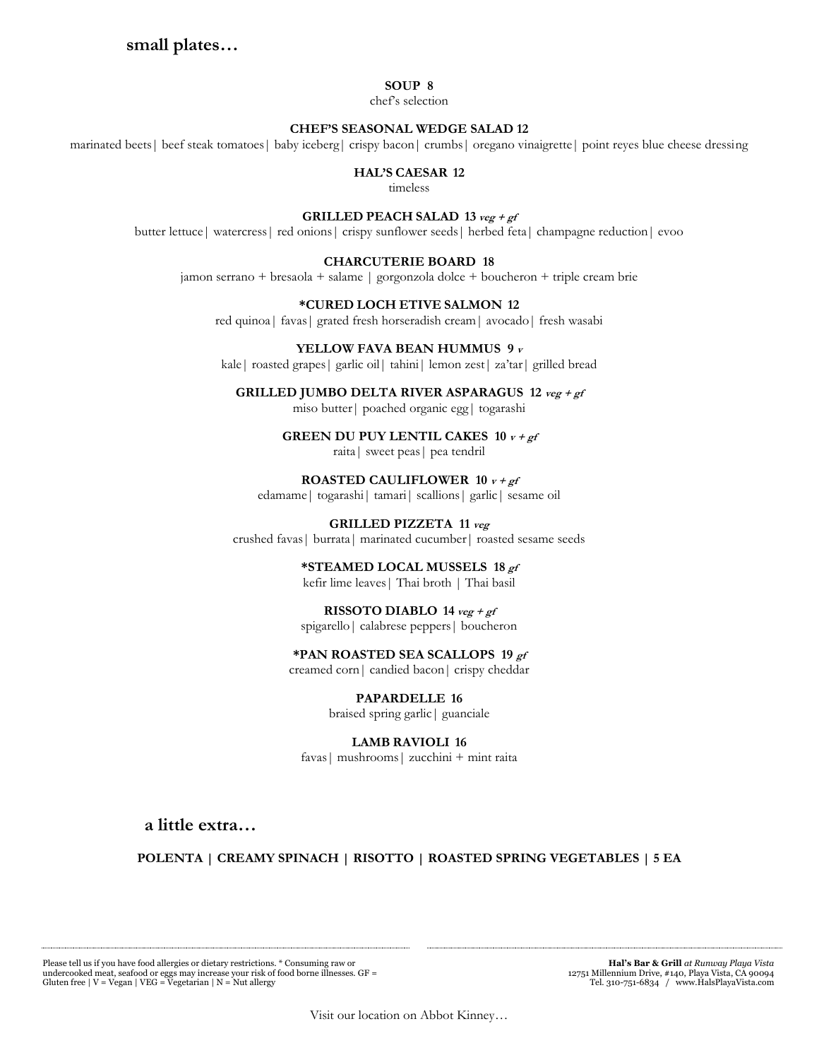## small plates…

**SOUP 8**
chef's selection

**CHEF'S SEASONAL WEDGE SALAD 12**
marinated beets| beef steak tomatoes| baby iceberg| crispy bacon| crumbs| oregano vinaigrette| point reyes blue cheese dressing

**HAL'S CAESAR 12**
timeless

**GRILLED PEACH SALAD 13** ***veg + gf***
butter lettuce| watercress| red onions| crispy sunflower seeds| herbed feta| champagne reduction| evoo

**CHARCUTERIE BOARD 18**
jamon serrano + bresaola + salame | gorgonzola dolce + boucheron + triple cream brie

***CURED LOCH ETIVE SALMON 12**
red quinoa| favas| grated fresh horseradish cream| avocado| fresh wasabi

**YELLOW FAVA BEAN HUMMUS 9** ***v***
kale| roasted grapes| garlic oil| tahini| lemon zest| za'tar| grilled bread

**GRILLED JUMBO DELTA RIVER ASPARAGUS 12** ***veg + gf***
miso butter| poached organic egg| togarashi

**GREEN DU PUY LENTIL CAKES 10** ***v + gf***
raita| sweet peas| pea tendril

**ROASTED CAULIFLOWER 10** ***v + gf***
edamame| togarashi| tamari| scallions| garlic| sesame oil

**GRILLED PIZZETA 11** ***veg***
crushed favas| burrata| marinated cucumber| roasted sesame seeds

***STEAMED LOCAL MUSSELS 18** ***gf***
kefir lime leaves| Thai broth | Thai basil

**RISSOTO DIABLO 14** ***veg + gf***
spigarello| calabrese peppers| boucheron

***PAN ROASTED SEA SCALLOPS 19** ***gf***
creamed corn| candied bacon| crispy cheddar

**PAPARDELLE 16**
braised spring garlic| guanciale

**LAMB RAVIOLI 16**
favas| mushrooms| zucchini + mint raita

## a little extra…

**POLENTA | CREAMY SPINACH | RISOTTO | ROASTED SPRING VEGETABLES | 5 EA**

Please tell us if you have food allergies or dietary restrictions. * Consuming raw or undercooked meat, seafood or eggs may increase your risk of food borne illnesses. GF = Gluten free | V = Vegan | VEG = Vegetarian | N = Nut allergy

**Hal's Bar & Grill** *at Runway Playa Vista*
12751 Millennium Drive, #140, Playa Vista, CA 90094
Tel. 310-751-6834 / www.HalsPlayaVista.com

Visit our location on Abbot Kinney…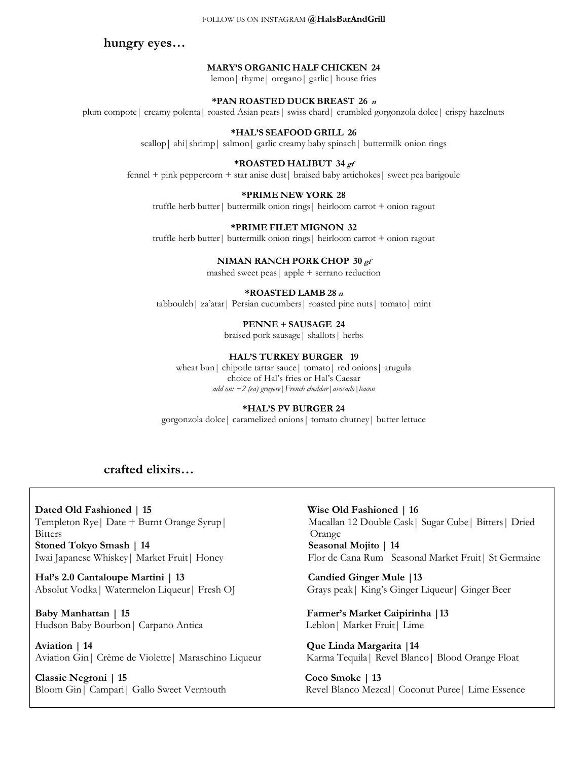FOLLOW US ON INSTAGRAM **@HalsBarAndGrill**

## hungry eyes…

**MARY'S ORGANIC HALF CHICKEN 24**
lemon| thyme| oregano| garlic| house fries

**\*PAN ROASTED DUCK BREAST 26** *n*
plum compote| creamy polenta| roasted Asian pears| swiss chard| crumbled gorgonzola dolce| crispy hazelnuts

**\*HAL'S SEAFOOD GRILL 26**
scallop| ahi|shrimp| salmon| garlic creamy baby spinach| buttermilk onion rings

**\*ROASTED HALIBUT 34** *gf*
fennel + pink peppercorn + star anise dust| braised baby artichokes| sweet pea barigoule

**\*PRIME NEW YORK 28**
truffle herb butter| buttermilk onion rings| heirloom carrot + onion ragout

**\*PRIME FILET MIGNON 32**
truffle herb butter| buttermilk onion rings| heirloom carrot + onion ragout

**NIMAN RANCH PORK CHOP 30** *gf*
mashed sweet peas| apple + serrano reduction

**\*ROASTED LAMB 28** *n*
tabbouleh| za'atar| Persian cucumbers| roasted pine nuts| tomato| mint

**PENNE + SAUSAGE 24**
braised pork sausage| shallots| herbs

**HAL'S TURKEY BURGER 19**
wheat bun| chipotle tartar sauce| tomato| red onions| arugula
choice of Hal's fries or Hal's Caesar
*add on: +2 (ea) gruyere|French cheddar|avocado|bacon*

**\*HAL'S PV BURGER 24**
gorgonzola dolce| caramelized onions| tomato chutney| butter lettuce

## crafted elixirs…

**Dated Old Fashioned | 15**
Templeton Rye| Date + Burnt Orange Syrup| Bitters

**Stoned Tokyo Smash | 14**
Iwai Japanese Whiskey| Market Fruit| Honey

**Hal's 2.0 Cantaloupe Martini | 13**
Absolut Vodka| Watermelon Liqueur| Fresh OJ

**Baby Manhattan | 15**
Hudson Baby Bourbon| Carpano Antica

**Aviation | 14**
Aviation Gin| Crème de Violette| Maraschino Liqueur

**Classic Negroni | 15**
Bloom Gin| Campari| Gallo Sweet Vermouth

**Wise Old Fashioned | 16**
Macallan 12 Double Cask| Sugar Cube| Bitters| Dried Orange

**Seasonal Mojito | 14**
Flor de Cana Rum| Seasonal Market Fruit| St Germaine

**Candied Ginger Mule |13**
Grays peak| King's Ginger Liqueur| Ginger Beer

**Farmer's Market Caipirinha |13**
Leblon| Market Fruit| Lime

**Que Linda Margarita |14**
Karma Tequila| Revel Blanco| Blood Orange Float

**Coco Smoke | 13**
Revel Blanco Mezcal| Coconut Puree| Lime Essence